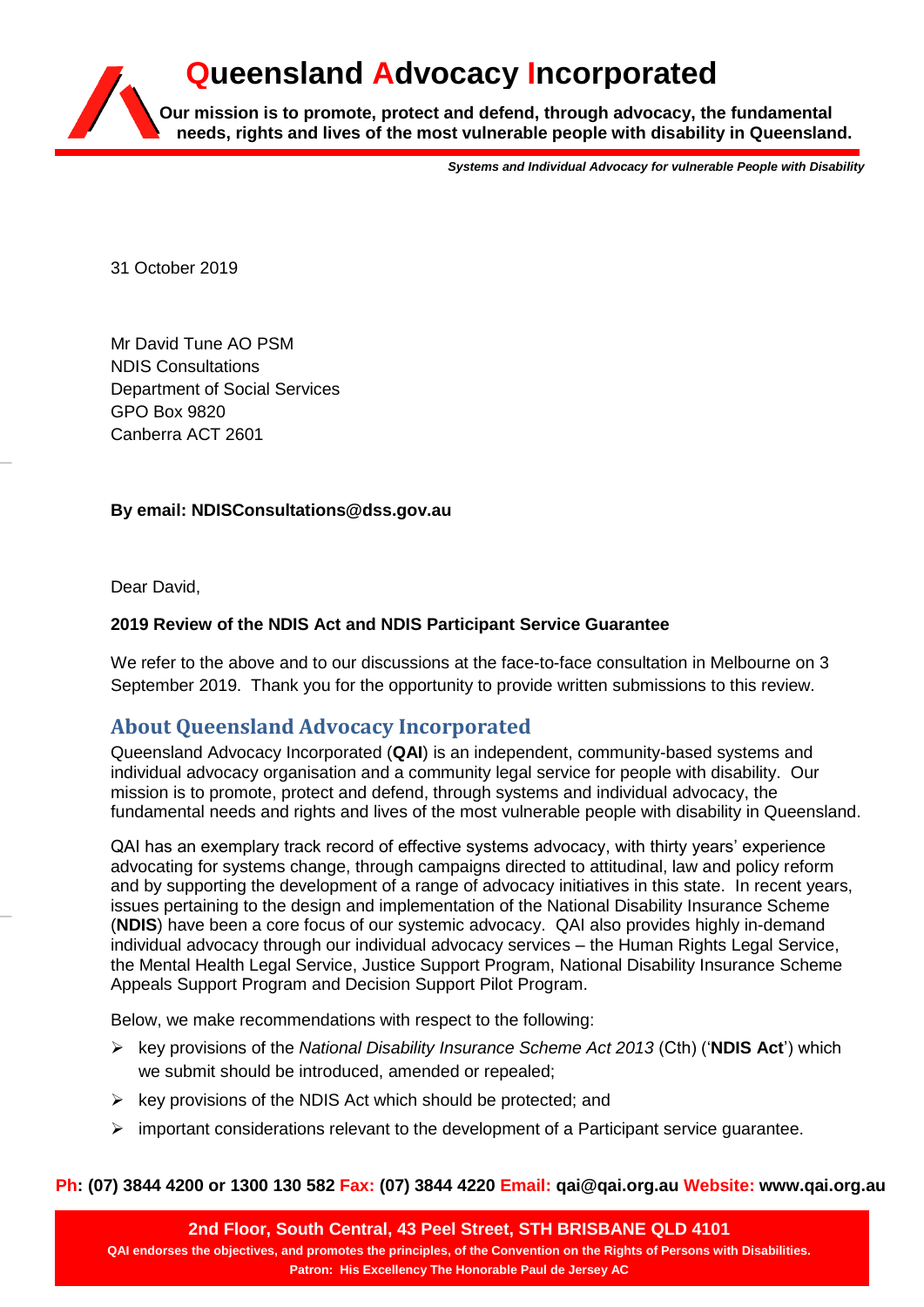# Queensland Advocacy Incorporated

**Our mission is to promote, protect and defend, through advocacy, the fundamental needs, rights and lives of the most vulnerable people with disability in Queensland.**

***Systems and Individual Advocacy for vulnerable People with Disability***

31 October 2019

Mr David Tune AO PSM
NDIS Consultations
Department of Social Services
GPO Box 9820
Canberra ACT 2601

**By email: NDISConsultations@dss.gov.au**

Dear David,

**2019 Review of the NDIS Act and NDIS Participant Service Guarantee**

We refer to the above and to our discussions at the face-to-face consultation in Melbourne on 3 September 2019. Thank you for the opportunity to provide written submissions to this review.

## About Queensland Advocacy Incorporated

Queensland Advocacy Incorporated (**QAI**) is an independent, community-based systems and individual advocacy organisation and a community legal service for people with disability. Our mission is to promote, protect and defend, through systems and individual advocacy, the fundamental needs and rights and lives of the most vulnerable people with disability in Queensland.

QAI has an exemplary track record of effective systems advocacy, with thirty years' experience advocating for systems change, through campaigns directed to attitudinal, law and policy reform and by supporting the development of a range of advocacy initiatives in this state. In recent years, issues pertaining to the design and implementation of the National Disability Insurance Scheme (**NDIS**) have been a core focus of our systemic advocacy. QAI also provides highly in-demand individual advocacy through our individual advocacy services – the Human Rights Legal Service, the Mental Health Legal Service, Justice Support Program, National Disability Insurance Scheme Appeals Support Program and Decision Support Pilot Program.

Below, we make recommendations with respect to the following:

- key provisions of the *National Disability Insurance Scheme Act 2013* (Cth) ('**NDIS Act**') which we submit should be introduced, amended or repealed;
- key provisions of the NDIS Act which should be protected; and
- important considerations relevant to the development of a Participant service guarantee.

**Ph: (07) 3844 4200 or 1300 130 582 Fax: (07) 3844 4220 Email: qai@qai.org.au Website: www.qai.org.au**

**2nd Floor, South Central, 43 Peel Street, STH BRISBANE QLD 4101**
**QAI endorses the objectives, and promotes the principles, of the Convention on the Rights of Persons with Disabilities.**
**Patron: His Excellency The Honorable Paul de Jersey AC**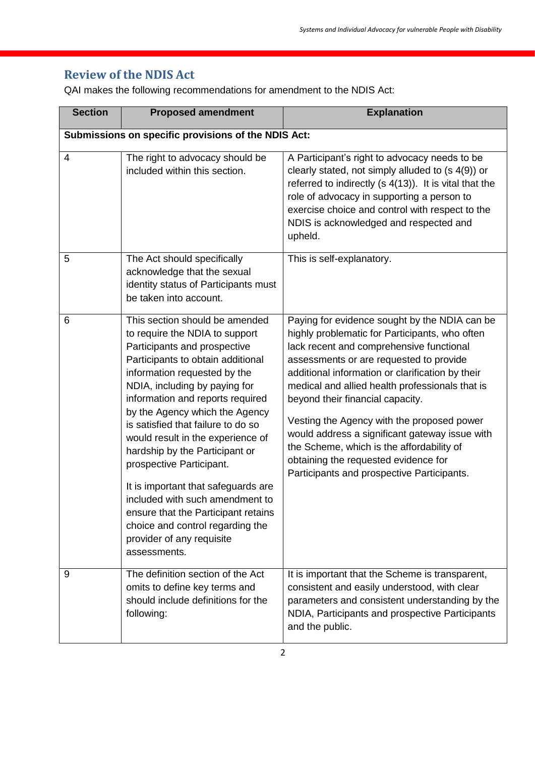## Review of the NDIS Act

QAI makes the following recommendations for amendment to the NDIS Act:

| Section | Proposed amendment | Explanation |
|---|---|---|
| **Submissions on specific provisions of the NDIS Act:** | | |
| 4 | The right to advocacy should be included within this section. | A Participant's right to advocacy needs to be clearly stated, not simply alluded to (s 4(9)) or referred to indirectly (s 4(13)). It is vital that the role of advocacy in supporting a person to exercise choice and control with respect to the NDIS is acknowledged and respected and upheld. |
| 5 | The Act should specifically acknowledge that the sexual identity status of Participants must be taken into account. | This is self-explanatory. |
| 6 | This section should be amended to require the NDIA to support Participants and prospective Participants to obtain additional information requested by the NDIA, including by paying for information and reports required by the Agency which the Agency is satisfied that failure to do so would result in the experience of hardship by the Participant or prospective Participant.<br><br>It is important that safeguards are included with such amendment to ensure that the Participant retains choice and control regarding the provider of any requisite assessments. | Paying for evidence sought by the NDIA can be highly problematic for Participants, who often lack recent and comprehensive functional assessments or are requested to provide additional information or clarification by their medical and allied health professionals that is beyond their financial capacity.<br><br>Vesting the Agency with the proposed power would address a significant gateway issue with the Scheme, which is the affordability of obtaining the requested evidence for Participants and prospective Participants. |
| 9 | The definition section of the Act omits to define key terms and should include definitions for the following: | It is important that the Scheme is transparent, consistent and easily understood, with clear parameters and consistent understanding by the NDIA, Participants and prospective Participants and the public. |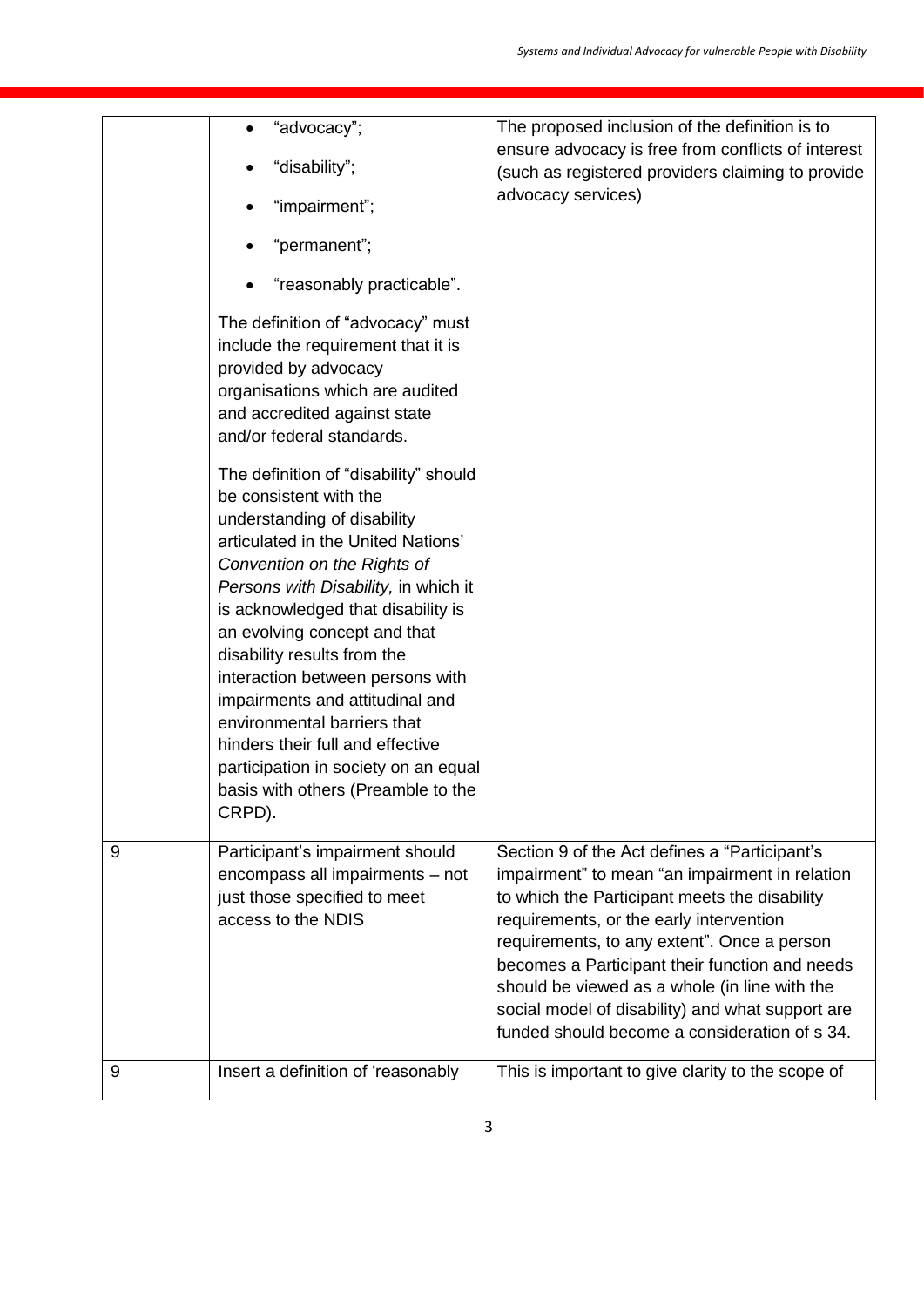| | | |
|---|---|---|
| | • "advocacy";<br>• "disability";<br>• "impairment";<br>• "permanent";<br>• "reasonably practicable".<br><br>The definition of "advocacy" must include the requirement that it is provided by advocacy organisations which are audited and accredited against state and/or federal standards.<br><br>The definition of "disability" should be consistent with the understanding of disability articulated in the United Nations' *Convention on the Rights of Persons with Disability,* in which it is acknowledged that disability is an evolving concept and that disability results from the interaction between persons with impairments and attitudinal and environmental barriers that hinders their full and effective participation in society on an equal basis with others (Preamble to the CRPD). | The proposed inclusion of the definition is to ensure advocacy is free from conflicts of interest (such as registered providers claiming to provide advocacy services) |
| 9 | Participant's impairment should encompass all impairments – not just those specified to meet access to the NDIS | Section 9 of the Act defines a "Participant's impairment" to mean "an impairment in relation to which the Participant meets the disability requirements, or the early intervention requirements, to any extent". Once a person becomes a Participant their function and needs should be viewed as a whole (in line with the social model of disability) and what support are funded should become a consideration of s 34. |
| 9 | Insert a definition of 'reasonably | This is important to give clarity to the scope of |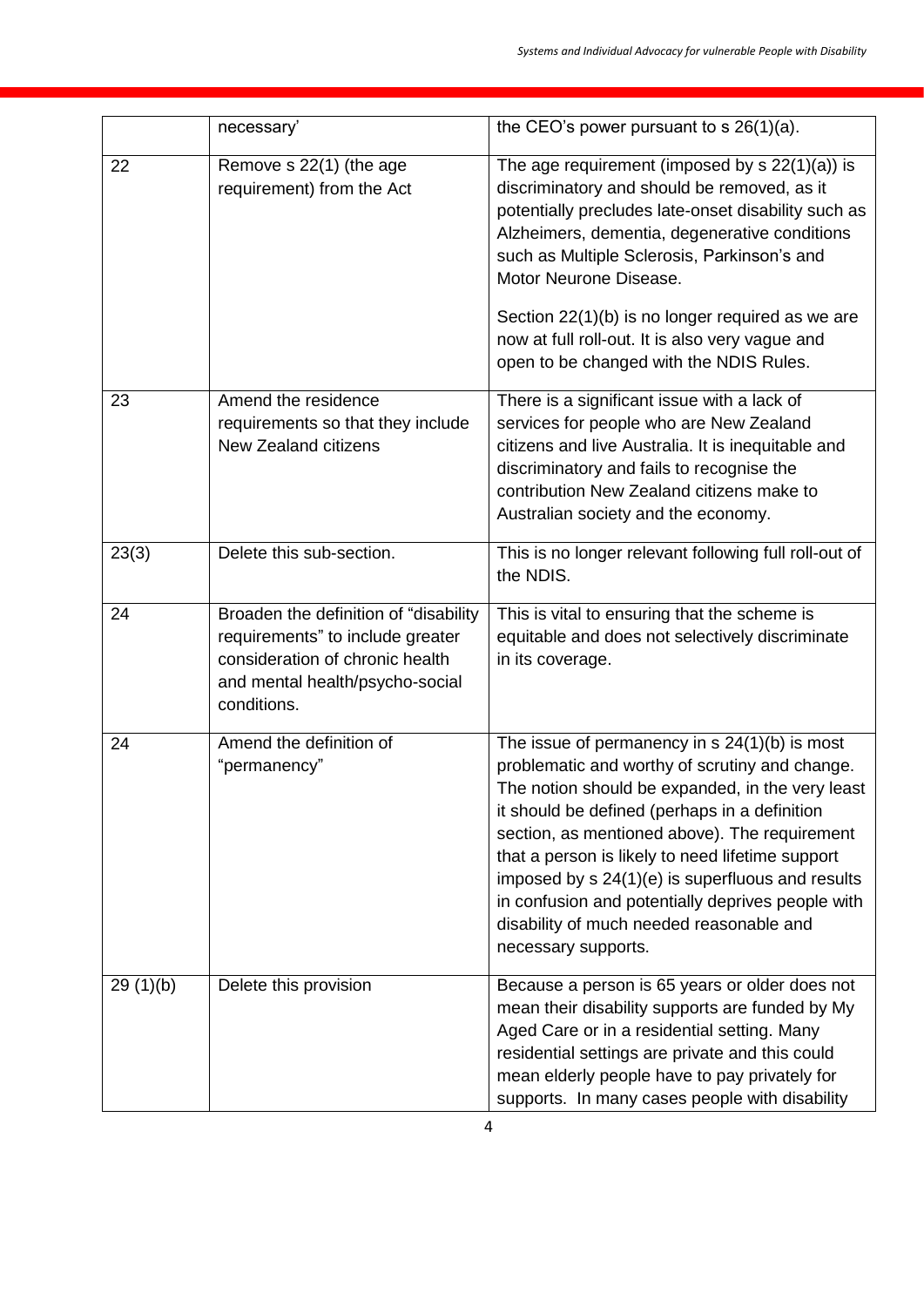| | | |
|---|---|---|
| | necessary' | the CEO's power pursuant to s 26(1)(a). |
| 22 | Remove s 22(1) (the age requirement) from the Act | The age requirement (imposed by s 22(1)(a)) is discriminatory and should be removed, as it potentially precludes late-onset disability such as Alzheimers, dementia, degenerative conditions such as Multiple Sclerosis, Parkinson's and Motor Neurone Disease.<br><br>Section 22(1)(b) is no longer required as we are now at full roll-out. It is also very vague and open to be changed with the NDIS Rules. |
| 23 | Amend the residence requirements so that they include New Zealand citizens | There is a significant issue with a lack of services for people who are New Zealand citizens and live Australia. It is inequitable and discriminatory and fails to recognise the contribution New Zealand citizens make to Australian society and the economy. |
| 23(3) | Delete this sub-section. | This is no longer relevant following full roll-out of the NDIS. |
| 24 | Broaden the definition of "disability requirements" to include greater consideration of chronic health and mental health/psycho-social conditions. | This is vital to ensuring that the scheme is equitable and does not selectively discriminate in its coverage. |
| 24 | Amend the definition of "permanency" | The issue of permanency in s 24(1)(b) is most problematic and worthy of scrutiny and change. The notion should be expanded, in the very least it should be defined (perhaps in a definition section, as mentioned above). The requirement that a person is likely to need lifetime support imposed by s 24(1)(e) is superfluous and results in confusion and potentially deprives people with disability of much needed reasonable and necessary supports. |
| 29 (1)(b) | Delete this provision | Because a person is 65 years or older does not mean their disability supports are funded by My Aged Care or in a residential setting. Many residential settings are private and this could mean elderly people have to pay privately for supports. In many cases people with disability |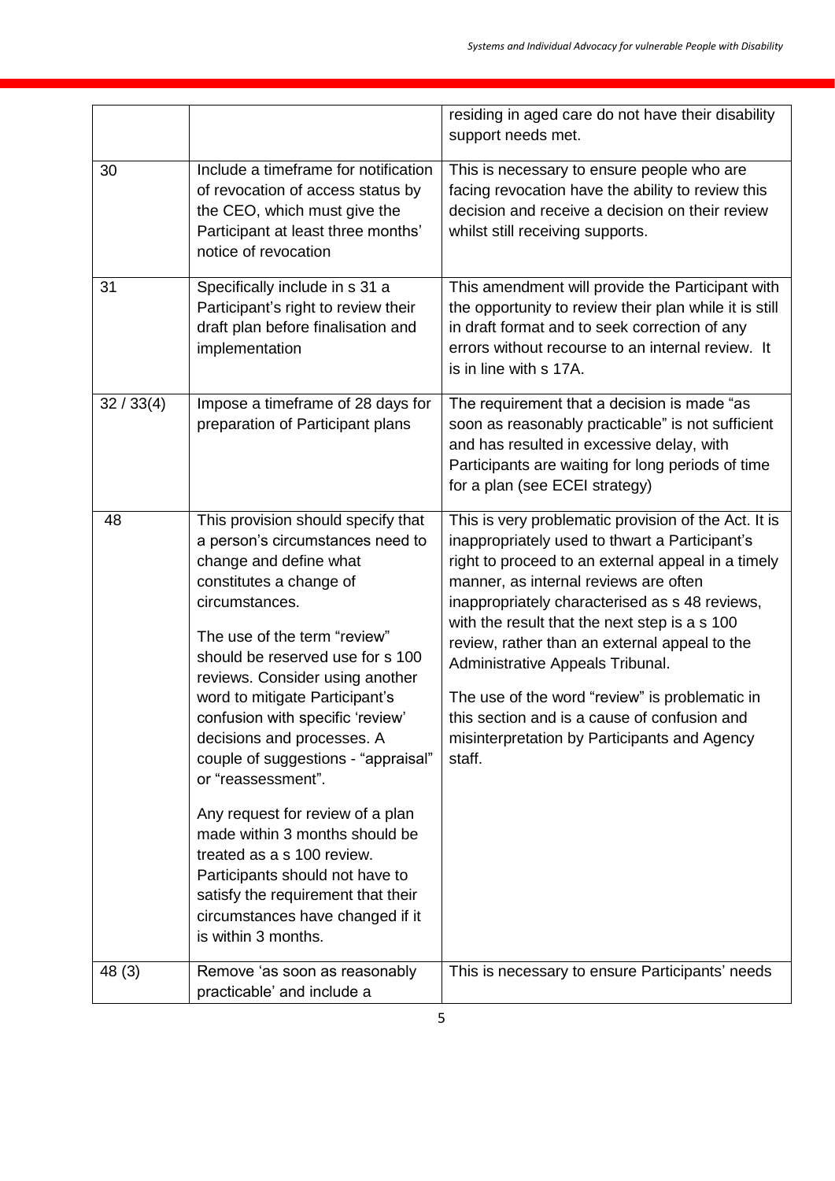| | | |
|---|---|---|
| | | residing in aged care do not have their disability support needs met. |
| 30 | Include a timeframe for notification of revocation of access status by the CEO, which must give the Participant at least three months' notice of revocation | This is necessary to ensure people who are facing revocation have the ability to review this decision and receive a decision on their review whilst still receiving supports. |
| 31 | Specifically include in s 31 a Participant's right to review their draft plan before finalisation and implementation | This amendment will provide the Participant with the opportunity to review their plan while it is still in draft format and to seek correction of any errors without recourse to an internal review. It is in line with s 17A. |
| 32 / 33(4) | Impose a timeframe of 28 days for preparation of Participant plans | The requirement that a decision is made "as soon as reasonably practicable" is not sufficient and has resulted in excessive delay, with Participants are waiting for long periods of time for a plan (see ECEI strategy) |
| 48 | This provision should specify that a person's circumstances need to change and define what constitutes a change of circumstances.<br><br>The use of the term "review" should be reserved use for s 100 reviews. Consider using another word to mitigate Participant's confusion with specific 'review' decisions and processes. A couple of suggestions - "appraisal" or "reassessment".<br><br>Any request for review of a plan made within 3 months should be treated as a s 100 review. Participants should not have to satisfy the requirement that their circumstances have changed if it is within 3 months. | This is very problematic provision of the Act. It is inappropriately used to thwart a Participant's right to proceed to an external appeal in a timely manner, as internal reviews are often inappropriately characterised as s 48 reviews, with the result that the next step is a s 100 review, rather than an external appeal to the Administrative Appeals Tribunal.<br><br>The use of the word "review" is problematic in this section and is a cause of confusion and misinterpretation by Participants and Agency staff. |
| 48 (3) | Remove 'as soon as reasonably practicable' and include a | This is necessary to ensure Participants' needs |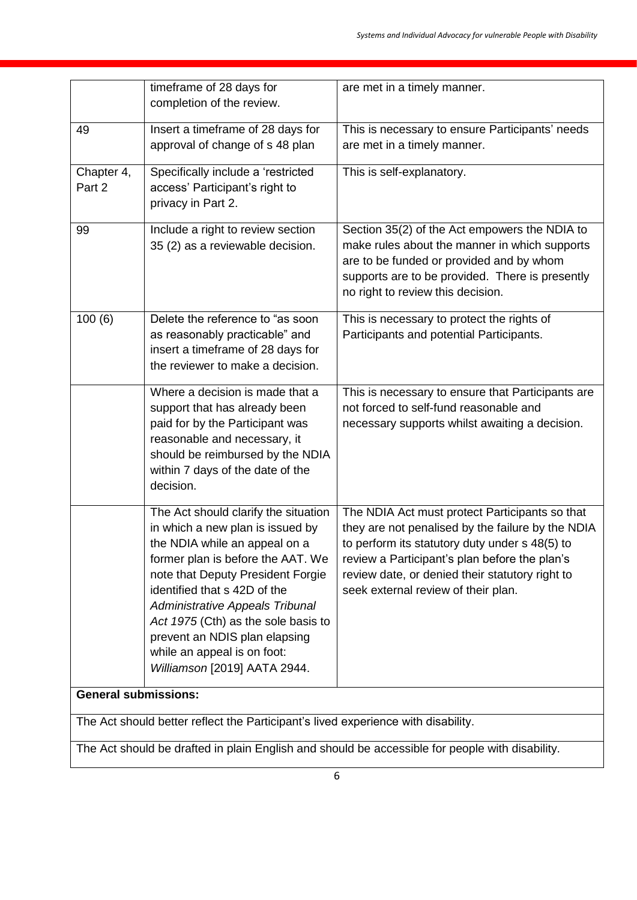| | | |
|---|---|---|
| | timeframe of 28 days for completion of the review. | are met in a timely manner. |
| 49 | Insert a timeframe of 28 days for approval of change of s 48 plan | This is necessary to ensure Participants' needs are met in a timely manner. |
| Chapter 4, Part 2 | Specifically include a 'restricted access' Participant's right to privacy in Part 2. | This is self-explanatory. |
| 99 | Include a right to review section 35 (2) as a reviewable decision. | Section 35(2) of the Act empowers the NDIA to make rules about the manner in which supports are to be funded or provided and by whom supports are to be provided. There is presently no right to review this decision. |
| 100 (6) | Delete the reference to "as soon as reasonably practicable" and insert a timeframe of 28 days for the reviewer to make a decision. | This is necessary to protect the rights of Participants and potential Participants. |
| | Where a decision is made that a support that has already been paid for by the Participant was reasonable and necessary, it should be reimbursed by the NDIA within 7 days of the date of the decision. | This is necessary to ensure that Participants are not forced to self-fund reasonable and necessary supports whilst awaiting a decision. |
| | The Act should clarify the situation in which a new plan is issued by the NDIA while an appeal on a former plan is before the AAT. We note that Deputy President Forgie identified that s 42D of the *Administrative Appeals Tribunal Act 1975* (Cth) as the sole basis to prevent an NDIS plan elapsing while an appeal is on foot: *Williamson* [2019] AATA 2944. | The NDIA Act must protect Participants so that they are not penalised by the failure by the NDIA to perform its statutory duty under s 48(5) to review a Participant's plan before the plan's review date, or denied their statutory right to seek external review of their plan. |
| **General submissions:** | | |
| The Act should better reflect the Participant's lived experience with disability. | | |
| The Act should be drafted in plain English and should be accessible for people with disability. | | |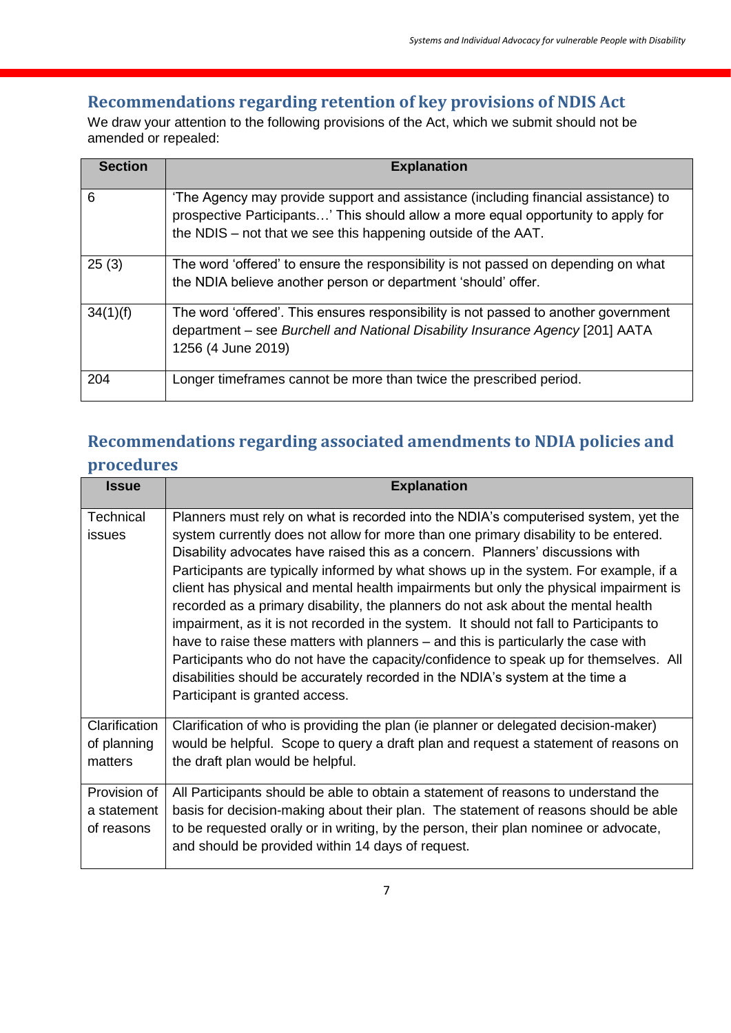## Recommendations regarding retention of key provisions of NDIS Act

We draw your attention to the following provisions of the Act, which we submit should not be amended or repealed:

| Section | Explanation |
|---|---|
| 6 | 'The Agency may provide support and assistance (including financial assistance) to prospective Participants…' This should allow a more equal opportunity to apply for the NDIS – not that we see this happening outside of the AAT. |
| 25 (3) | The word 'offered' to ensure the responsibility is not passed on depending on what the NDIA believe another person or department 'should' offer. |
| 34(1)(f) | The word 'offered'. This ensures responsibility is not passed to another government department – see *Burchell and National Disability Insurance Agency* [201] AATA 1256 (4 June 2019) |
| 204 | Longer timeframes cannot be more than twice the prescribed period. |

## Recommendations regarding associated amendments to NDIA policies and procedures

| Issue | Explanation |
|---|---|
| Technical issues | Planners must rely on what is recorded into the NDIA's computerised system, yet the system currently does not allow for more than one primary disability to be entered. Disability advocates have raised this as a concern. Planners' discussions with Participants are typically informed by what shows up in the system. For example, if a client has physical and mental health impairments but only the physical impairment is recorded as a primary disability, the planners do not ask about the mental health impairment, as it is not recorded in the system. It should not fall to Participants to have to raise these matters with planners – and this is particularly the case with Participants who do not have the capacity/confidence to speak up for themselves. All disabilities should be accurately recorded in the NDIA's system at the time a Participant is granted access. |
| Clarification of planning matters | Clarification of who is providing the plan (ie planner or delegated decision-maker) would be helpful. Scope to query a draft plan and request a statement of reasons on the draft plan would be helpful. |
| Provision of a statement of reasons | All Participants should be able to obtain a statement of reasons to understand the basis for decision-making about their plan. The statement of reasons should be able to be requested orally or in writing, by the person, their plan nominee or advocate, and should be provided within 14 days of request. |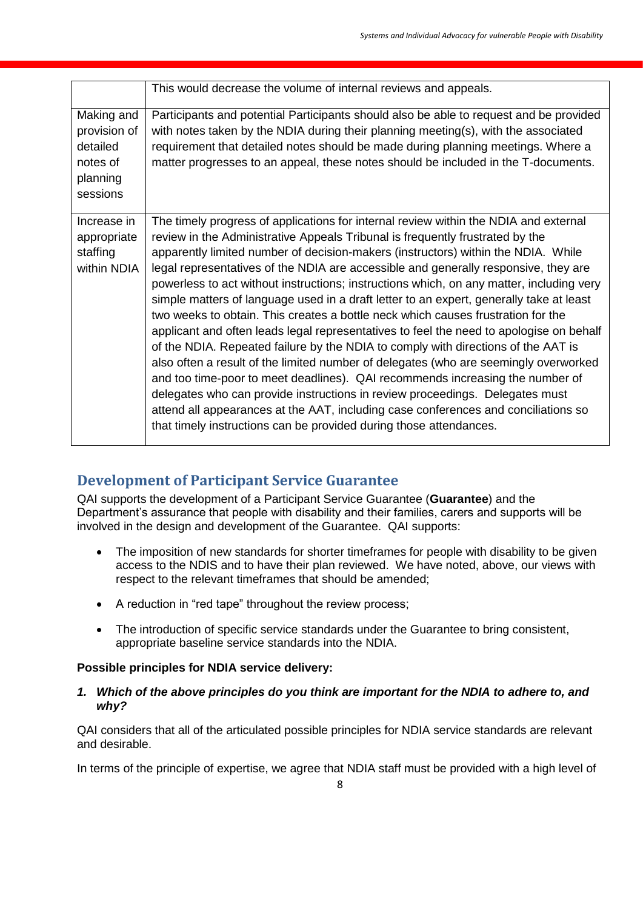| | |
|---|---|
| | This would decrease the volume of internal reviews and appeals. |
| Making and provision of detailed notes of planning sessions | Participants and potential Participants should also be able to request and be provided with notes taken by the NDIA during their planning meeting(s), with the associated requirement that detailed notes should be made during planning meetings. Where a matter progresses to an appeal, these notes should be included in the T-documents. |
| Increase in appropriate staffing within NDIA | The timely progress of applications for internal review within the NDIA and external review in the Administrative Appeals Tribunal is frequently frustrated by the apparently limited number of decision-makers (instructors) within the NDIA. While legal representatives of the NDIA are accessible and generally responsive, they are powerless to act without instructions; instructions which, on any matter, including very simple matters of language used in a draft letter to an expert, generally take at least two weeks to obtain. This creates a bottle neck which causes frustration for the applicant and often leads legal representatives to feel the need to apologise on behalf of the NDIA. Repeated failure by the NDIA to comply with directions of the AAT is also often a result of the limited number of delegates (who are seemingly overworked and too time-poor to meet deadlines). QAI recommends increasing the number of delegates who can provide instructions in review proceedings. Delegates must attend all appearances at the AAT, including case conferences and conciliations so that timely instructions can be provided during those attendances. |

## Development of Participant Service Guarantee

QAI supports the development of a Participant Service Guarantee (**Guarantee**) and the Department's assurance that people with disability and their families, carers and supports will be involved in the design and development of the Guarantee. QAI supports:

- The imposition of new standards for shorter timeframes for people with disability to be given access to the NDIS and to have their plan reviewed. We have noted, above, our views with respect to the relevant timeframes that should be amended;
- A reduction in "red tape" throughout the review process;
- The introduction of specific service standards under the Guarantee to bring consistent, appropriate baseline service standards into the NDIA.

**Possible principles for NDIA service delivery:**

***1. Which of the above principles do you think are important for the NDIA to adhere to, and why?***

QAI considers that all of the articulated possible principles for NDIA service standards are relevant and desirable.

In terms of the principle of expertise, we agree that NDIA staff must be provided with a high level of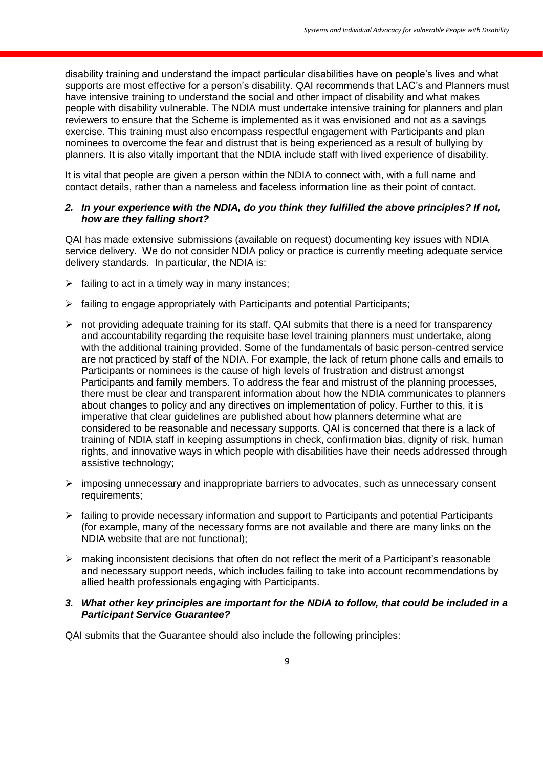disability training and understand the impact particular disabilities have on people's lives and what supports are most effective for a person's disability. QAI recommends that LAC's and Planners must have intensive training to understand the social and other impact of disability and what makes people with disability vulnerable. The NDIA must undertake intensive training for planners and plan reviewers to ensure that the Scheme is implemented as it was envisioned and not as a savings exercise. This training must also encompass respectful engagement with Participants and plan nominees to overcome the fear and distrust that is being experienced as a result of bullying by planners. It is also vitally important that the NDIA include staff with lived experience of disability.

It is vital that people are given a person within the NDIA to connect with, with a full name and contact details, rather than a nameless and faceless information line as their point of contact.

***2. In your experience with the NDIA, do you think they fulfilled the above principles? If not, how are they falling short?***

QAI has made extensive submissions (available on request) documenting key issues with NDIA service delivery. We do not consider NDIA policy or practice is currently meeting adequate service delivery standards. In particular, the NDIA is:

- failing to act in a timely way in many instances;
- failing to engage appropriately with Participants and potential Participants;
- not providing adequate training for its staff. QAI submits that there is a need for transparency and accountability regarding the requisite base level training planners must undertake, along with the additional training provided. Some of the fundamentals of basic person-centred service are not practiced by staff of the NDIA. For example, the lack of return phone calls and emails to Participants or nominees is the cause of high levels of frustration and distrust amongst Participants and family members. To address the fear and mistrust of the planning processes, there must be clear and transparent information about how the NDIA communicates to planners about changes to policy and any directives on implementation of policy. Further to this, it is imperative that clear guidelines are published about how planners determine what are considered to be reasonable and necessary supports. QAI is concerned that there is a lack of training of NDIA staff in keeping assumptions in check, confirmation bias, dignity of risk, human rights, and innovative ways in which people with disabilities have their needs addressed through assistive technology;
- imposing unnecessary and inappropriate barriers to advocates, such as unnecessary consent requirements;
- failing to provide necessary information and support to Participants and potential Participants (for example, many of the necessary forms are not available and there are many links on the NDIA website that are not functional);
- making inconsistent decisions that often do not reflect the merit of a Participant's reasonable and necessary support needs, which includes failing to take into account recommendations by allied health professionals engaging with Participants.

***3. What other key principles are important for the NDIA to follow, that could be included in a Participant Service Guarantee?***

QAI submits that the Guarantee should also include the following principles: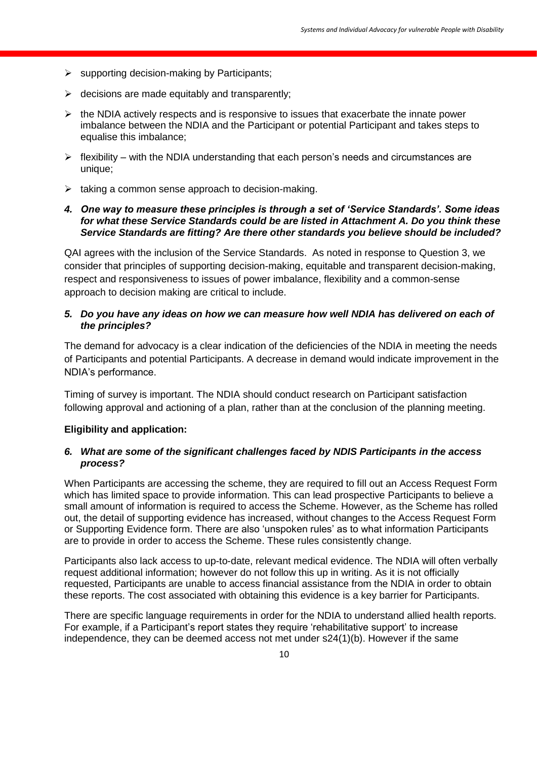- supporting decision-making by Participants;
- decisions are made equitably and transparently;
- the NDIA actively respects and is responsive to issues that exacerbate the innate power imbalance between the NDIA and the Participant or potential Participant and takes steps to equalise this imbalance;
- flexibility – with the NDIA understanding that each person's needs and circumstances are unique;
- taking a common sense approach to decision-making.

***4. One way to measure these principles is through a set of 'Service Standards'. Some ideas for what these Service Standards could be are listed in Attachment A. Do you think these Service Standards are fitting? Are there other standards you believe should be included?***

QAI agrees with the inclusion of the Service Standards. As noted in response to Question 3, we consider that principles of supporting decision-making, equitable and transparent decision-making, respect and responsiveness to issues of power imbalance, flexibility and a common-sense approach to decision making are critical to include.

***5. Do you have any ideas on how we can measure how well NDIA has delivered on each of the principles?***

The demand for advocacy is a clear indication of the deficiencies of the NDIA in meeting the needs of Participants and potential Participants. A decrease in demand would indicate improvement in the NDIA's performance.

Timing of survey is important. The NDIA should conduct research on Participant satisfaction following approval and actioning of a plan, rather than at the conclusion of the planning meeting.

**Eligibility and application:**

***6. What are some of the significant challenges faced by NDIS Participants in the access process?***

When Participants are accessing the scheme, they are required to fill out an Access Request Form which has limited space to provide information. This can lead prospective Participants to believe a small amount of information is required to access the Scheme. However, as the Scheme has rolled out, the detail of supporting evidence has increased, without changes to the Access Request Form or Supporting Evidence form. There are also 'unspoken rules' as to what information Participants are to provide in order to access the Scheme. These rules consistently change.

Participants also lack access to up-to-date, relevant medical evidence. The NDIA will often verbally request additional information; however do not follow this up in writing. As it is not officially requested, Participants are unable to access financial assistance from the NDIA in order to obtain these reports. The cost associated with obtaining this evidence is a key barrier for Participants.

There are specific language requirements in order for the NDIA to understand allied health reports. For example, if a Participant's report states they require 'rehabilitative support' to increase independence, they can be deemed access not met under s24(1)(b). However if the same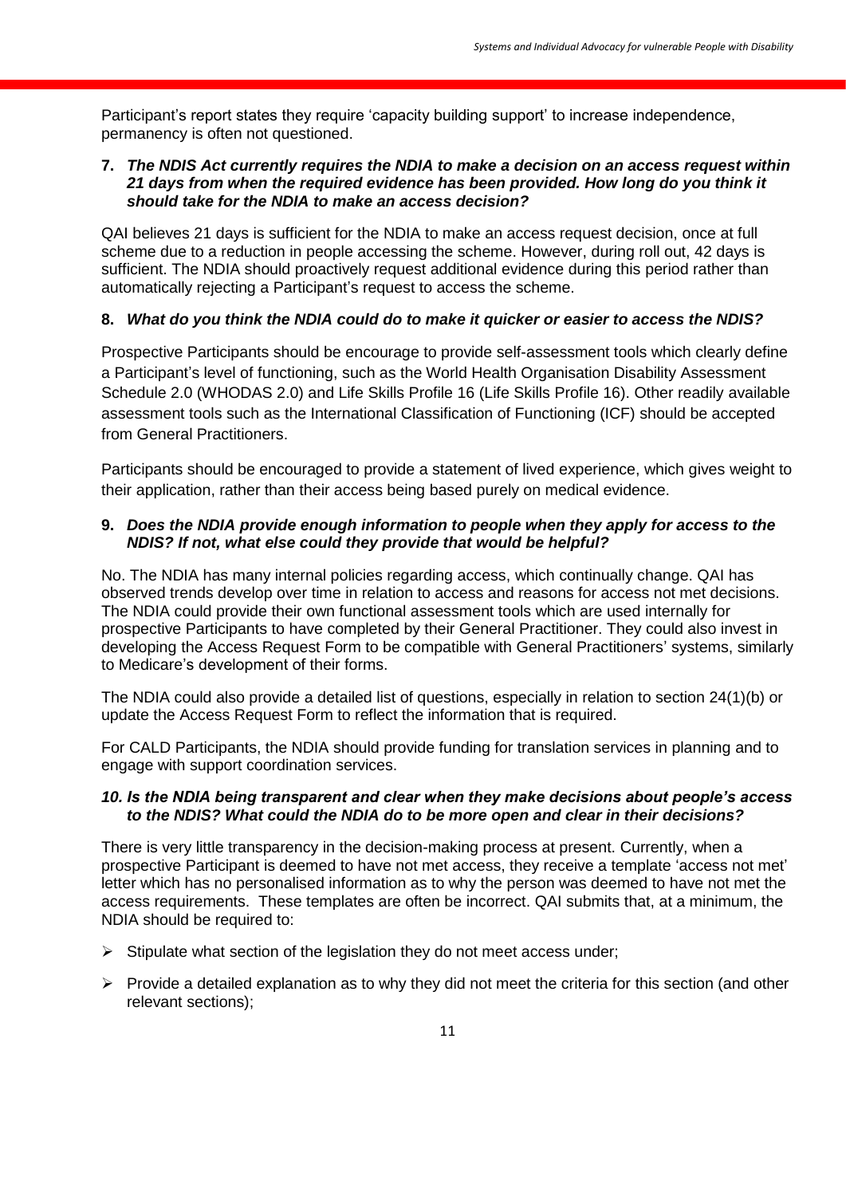Participant's report states they require 'capacity building support' to increase independence, permanency is often not questioned.

**7. *The NDIS Act currently requires the NDIA to make a decision on an access request within 21 days from when the required evidence has been provided. How long do you think it should take for the NDIA to make an access decision?***

QAI believes 21 days is sufficient for the NDIA to make an access request decision, once at full scheme due to a reduction in people accessing the scheme. However, during roll out, 42 days is sufficient. The NDIA should proactively request additional evidence during this period rather than automatically rejecting a Participant's request to access the scheme.

**8. *What do you think the NDIA could do to make it quicker or easier to access the NDIS?***

Prospective Participants should be encourage to provide self-assessment tools which clearly define a Participant's level of functioning, such as the World Health Organisation Disability Assessment Schedule 2.0 (WHODAS 2.0) and Life Skills Profile 16 (Life Skills Profile 16). Other readily available assessment tools such as the International Classification of Functioning (ICF) should be accepted from General Practitioners.

Participants should be encouraged to provide a statement of lived experience, which gives weight to their application, rather than their access being based purely on medical evidence.

**9. *Does the NDIA provide enough information to people when they apply for access to the NDIS? If not, what else could they provide that would be helpful?***

No. The NDIA has many internal policies regarding access, which continually change. QAI has observed trends develop over time in relation to access and reasons for access not met decisions. The NDIA could provide their own functional assessment tools which are used internally for prospective Participants to have completed by their General Practitioner. They could also invest in developing the Access Request Form to be compatible with General Practitioners' systems, similarly to Medicare's development of their forms.

The NDIA could also provide a detailed list of questions, especially in relation to section 24(1)(b) or update the Access Request Form to reflect the information that is required.

For CALD Participants, the NDIA should provide funding for translation services in planning and to engage with support coordination services.

***10. Is the NDIA being transparent and clear when they make decisions about people's access to the NDIS? What could the NDIA do to be more open and clear in their decisions?***

There is very little transparency in the decision-making process at present. Currently, when a prospective Participant is deemed to have not met access, they receive a template 'access not met' letter which has no personalised information as to why the person was deemed to have not met the access requirements. These templates are often be incorrect. QAI submits that, at a minimum, the NDIA should be required to:

- Stipulate what section of the legislation they do not meet access under;
- Provide a detailed explanation as to why they did not meet the criteria for this section (and other relevant sections);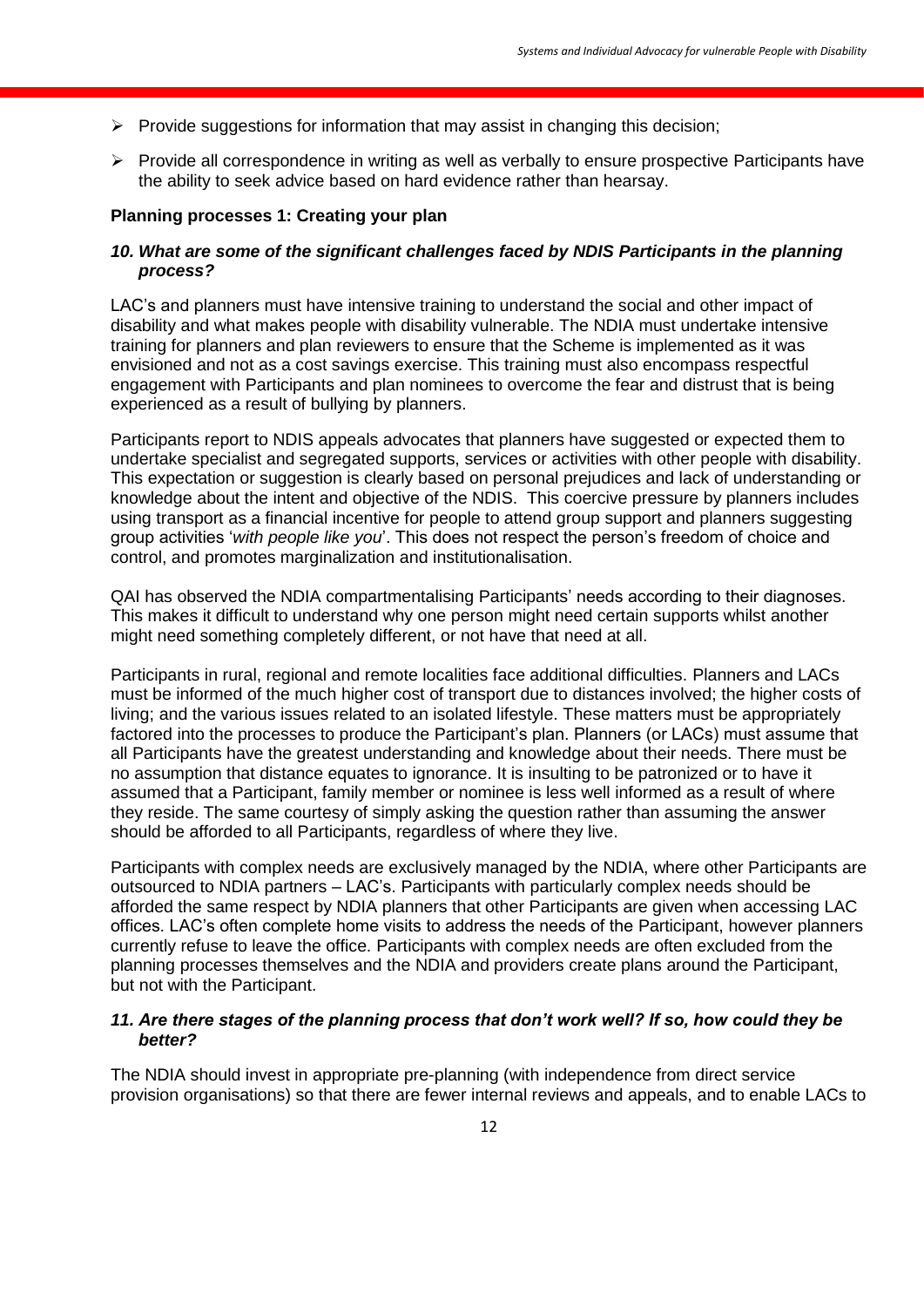- Provide suggestions for information that may assist in changing this decision;
- Provide all correspondence in writing as well as verbally to ensure prospective Participants have the ability to seek advice based on hard evidence rather than hearsay.

**Planning processes 1: Creating your plan**

***10. What are some of the significant challenges faced by NDIS Participants in the planning process?***

LAC's and planners must have intensive training to understand the social and other impact of disability and what makes people with disability vulnerable. The NDIA must undertake intensive training for planners and plan reviewers to ensure that the Scheme is implemented as it was envisioned and not as a cost savings exercise. This training must also encompass respectful engagement with Participants and plan nominees to overcome the fear and distrust that is being experienced as a result of bullying by planners.

Participants report to NDIS appeals advocates that planners have suggested or expected them to undertake specialist and segregated supports, services or activities with other people with disability. This expectation or suggestion is clearly based on personal prejudices and lack of understanding or knowledge about the intent and objective of the NDIS. This coercive pressure by planners includes using transport as a financial incentive for people to attend group support and planners suggesting group activities '*with people like you*'. This does not respect the person's freedom of choice and control, and promotes marginalization and institutionalisation.

QAI has observed the NDIA compartmentalising Participants' needs according to their diagnoses. This makes it difficult to understand why one person might need certain supports whilst another might need something completely different, or not have that need at all.

Participants in rural, regional and remote localities face additional difficulties. Planners and LACs must be informed of the much higher cost of transport due to distances involved; the higher costs of living; and the various issues related to an isolated lifestyle. These matters must be appropriately factored into the processes to produce the Participant's plan. Planners (or LACs) must assume that all Participants have the greatest understanding and knowledge about their needs. There must be no assumption that distance equates to ignorance. It is insulting to be patronized or to have it assumed that a Participant, family member or nominee is less well informed as a result of where they reside. The same courtesy of simply asking the question rather than assuming the answer should be afforded to all Participants, regardless of where they live.

Participants with complex needs are exclusively managed by the NDIA, where other Participants are outsourced to NDIA partners – LAC's. Participants with particularly complex needs should be afforded the same respect by NDIA planners that other Participants are given when accessing LAC offices. LAC's often complete home visits to address the needs of the Participant, however planners currently refuse to leave the office. Participants with complex needs are often excluded from the planning processes themselves and the NDIA and providers create plans around the Participant, but not with the Participant.

***11. Are there stages of the planning process that don't work well? If so, how could they be better?***

The NDIA should invest in appropriate pre-planning (with independence from direct service provision organisations) so that there are fewer internal reviews and appeals, and to enable LACs to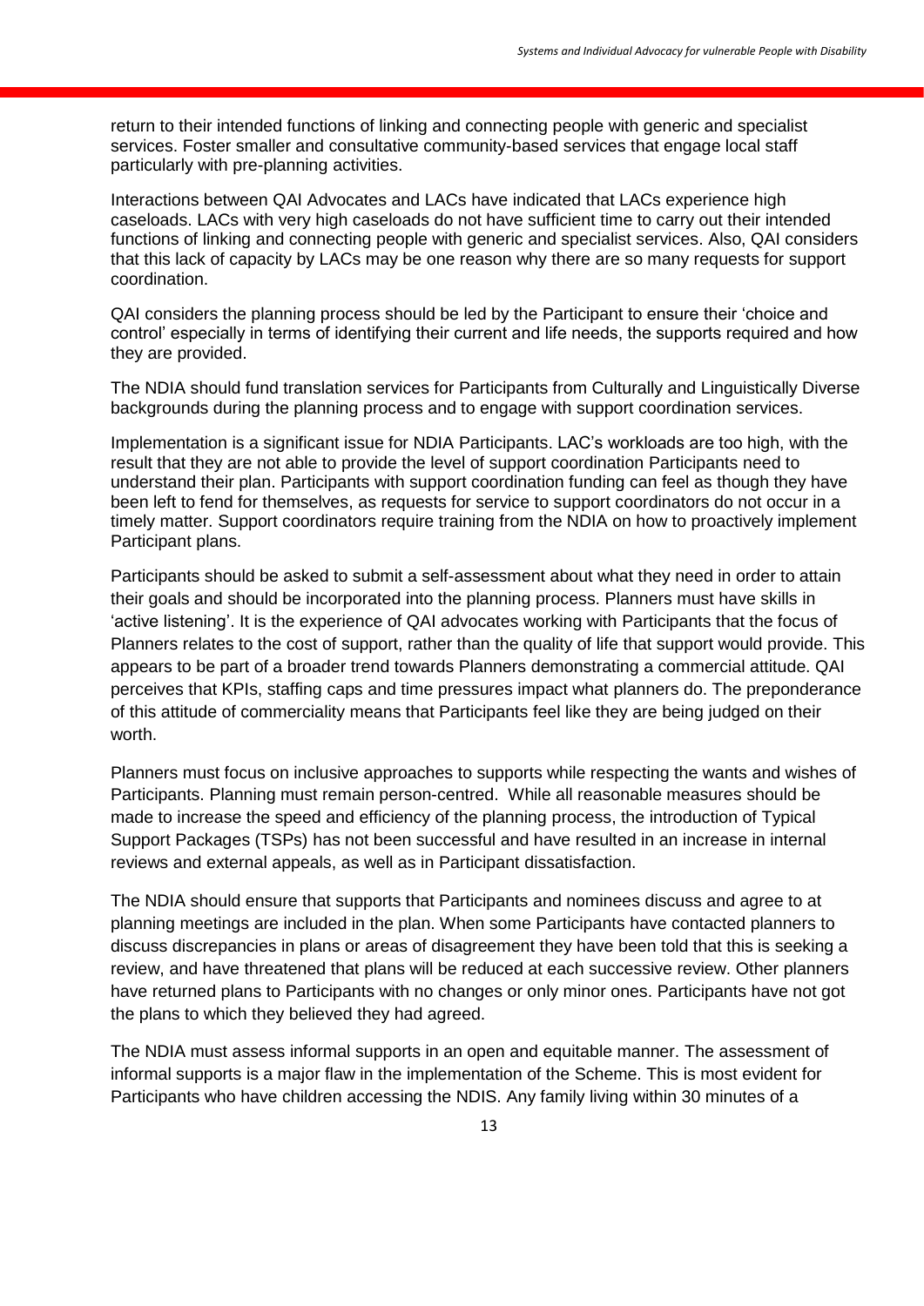return to their intended functions of linking and connecting people with generic and specialist services. Foster smaller and consultative community-based services that engage local staff particularly with pre-planning activities.

Interactions between QAI Advocates and LACs have indicated that LACs experience high caseloads. LACs with very high caseloads do not have sufficient time to carry out their intended functions of linking and connecting people with generic and specialist services. Also, QAI considers that this lack of capacity by LACs may be one reason why there are so many requests for support coordination.

QAI considers the planning process should be led by the Participant to ensure their 'choice and control' especially in terms of identifying their current and life needs, the supports required and how they are provided.

The NDIA should fund translation services for Participants from Culturally and Linguistically Diverse backgrounds during the planning process and to engage with support coordination services.

Implementation is a significant issue for NDIA Participants. LAC's workloads are too high, with the result that they are not able to provide the level of support coordination Participants need to understand their plan. Participants with support coordination funding can feel as though they have been left to fend for themselves, as requests for service to support coordinators do not occur in a timely matter. Support coordinators require training from the NDIA on how to proactively implement Participant plans.

Participants should be asked to submit a self-assessment about what they need in order to attain their goals and should be incorporated into the planning process. Planners must have skills in 'active listening'. It is the experience of QAI advocates working with Participants that the focus of Planners relates to the cost of support, rather than the quality of life that support would provide. This appears to be part of a broader trend towards Planners demonstrating a commercial attitude. QAI perceives that KPIs, staffing caps and time pressures impact what planners do. The preponderance of this attitude of commerciality means that Participants feel like they are being judged on their worth.

Planners must focus on inclusive approaches to supports while respecting the wants and wishes of Participants. Planning must remain person-centred. While all reasonable measures should be made to increase the speed and efficiency of the planning process, the introduction of Typical Support Packages (TSPs) has not been successful and have resulted in an increase in internal reviews and external appeals, as well as in Participant dissatisfaction.

The NDIA should ensure that supports that Participants and nominees discuss and agree to at planning meetings are included in the plan. When some Participants have contacted planners to discuss discrepancies in plans or areas of disagreement they have been told that this is seeking a review, and have threatened that plans will be reduced at each successive review. Other planners have returned plans to Participants with no changes or only minor ones. Participants have not got the plans to which they believed they had agreed.

The NDIA must assess informal supports in an open and equitable manner. The assessment of informal supports is a major flaw in the implementation of the Scheme. This is most evident for Participants who have children accessing the NDIS. Any family living within 30 minutes of a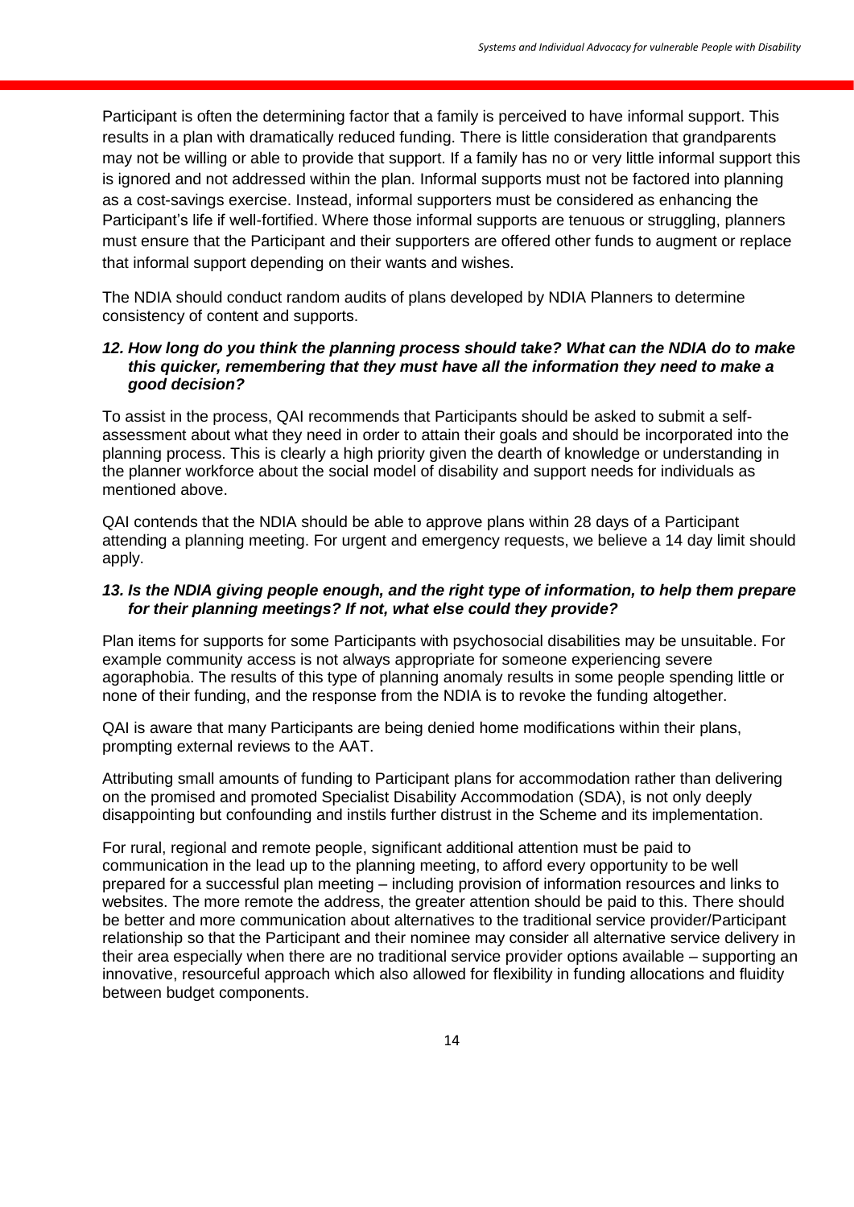Participant is often the determining factor that a family is perceived to have informal support. This results in a plan with dramatically reduced funding. There is little consideration that grandparents may not be willing or able to provide that support. If a family has no or very little informal support this is ignored and not addressed within the plan. Informal supports must not be factored into planning as a cost-savings exercise. Instead, informal supporters must be considered as enhancing the Participant's life if well-fortified. Where those informal supports are tenuous or struggling, planners must ensure that the Participant and their supporters are offered other funds to augment or replace that informal support depending on their wants and wishes.

The NDIA should conduct random audits of plans developed by NDIA Planners to determine consistency of content and supports.

***12. How long do you think the planning process should take? What can the NDIA do to make this quicker, remembering that they must have all the information they need to make a good decision?***

To assist in the process, QAI recommends that Participants should be asked to submit a self-assessment about what they need in order to attain their goals and should be incorporated into the planning process. This is clearly a high priority given the dearth of knowledge or understanding in the planner workforce about the social model of disability and support needs for individuals as mentioned above.

QAI contends that the NDIA should be able to approve plans within 28 days of a Participant attending a planning meeting. For urgent and emergency requests, we believe a 14 day limit should apply.

***13. Is the NDIA giving people enough, and the right type of information, to help them prepare for their planning meetings? If not, what else could they provide?***

Plan items for supports for some Participants with psychosocial disabilities may be unsuitable. For example community access is not always appropriate for someone experiencing severe agoraphobia. The results of this type of planning anomaly results in some people spending little or none of their funding, and the response from the NDIA is to revoke the funding altogether.

QAI is aware that many Participants are being denied home modifications within their plans, prompting external reviews to the AAT.

Attributing small amounts of funding to Participant plans for accommodation rather than delivering on the promised and promoted Specialist Disability Accommodation (SDA), is not only deeply disappointing but confounding and instils further distrust in the Scheme and its implementation.

For rural, regional and remote people, significant additional attention must be paid to communication in the lead up to the planning meeting, to afford every opportunity to be well prepared for a successful plan meeting – including provision of information resources and links to websites. The more remote the address, the greater attention should be paid to this. There should be better and more communication about alternatives to the traditional service provider/Participant relationship so that the Participant and their nominee may consider all alternative service delivery in their area especially when there are no traditional service provider options available – supporting an innovative, resourceful approach which also allowed for flexibility in funding allocations and fluidity between budget components.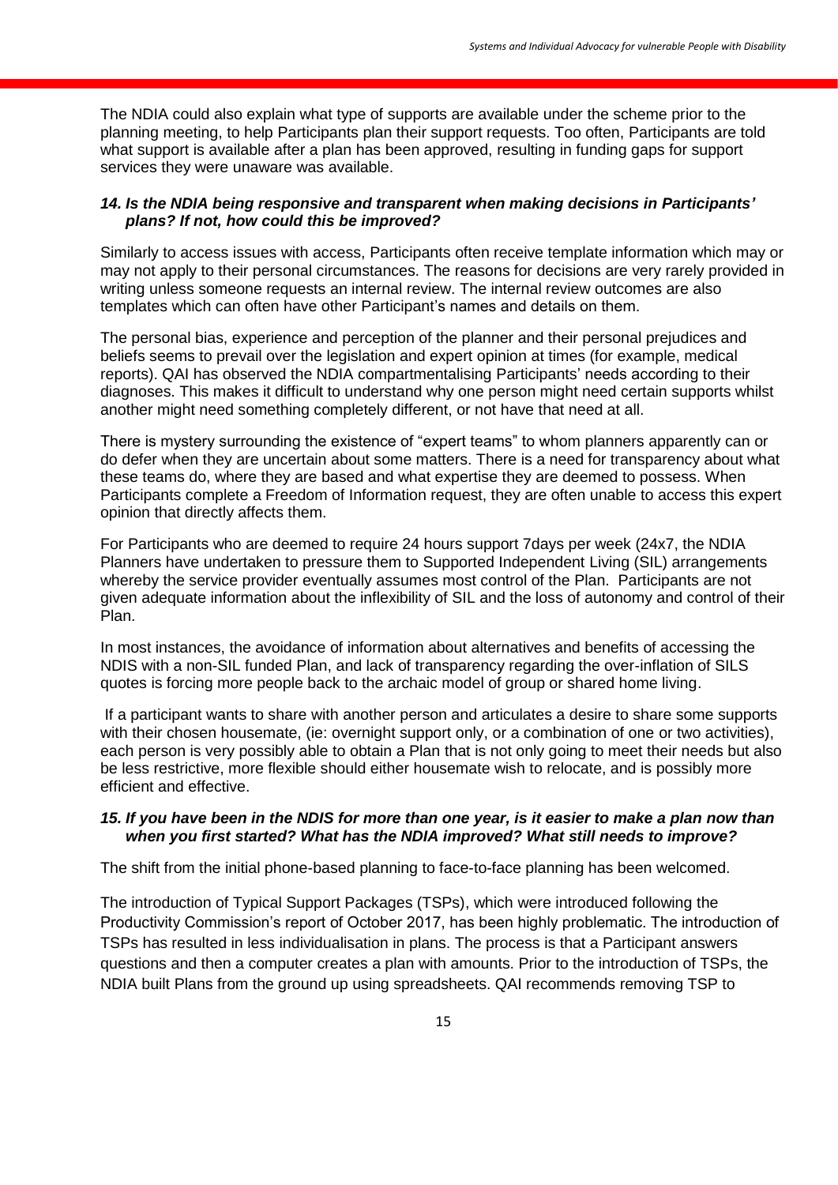The NDIA could also explain what type of supports are available under the scheme prior to the planning meeting, to help Participants plan their support requests. Too often, Participants are told what support is available after a plan has been approved, resulting in funding gaps for support services they were unaware was available.

### *14. Is the NDIA being responsive and transparent when making decisions in Participants' plans? If not, how could this be improved?*

Similarly to access issues with access, Participants often receive template information which may or may not apply to their personal circumstances. The reasons for decisions are very rarely provided in writing unless someone requests an internal review. The internal review outcomes are also templates which can often have other Participant's names and details on them.

The personal bias, experience and perception of the planner and their personal prejudices and beliefs seems to prevail over the legislation and expert opinion at times (for example, medical reports). QAI has observed the NDIA compartmentalising Participants' needs according to their diagnoses. This makes it difficult to understand why one person might need certain supports whilst another might need something completely different, or not have that need at all.

There is mystery surrounding the existence of "expert teams" to whom planners apparently can or do defer when they are uncertain about some matters. There is a need for transparency about what these teams do, where they are based and what expertise they are deemed to possess. When Participants complete a Freedom of Information request, they are often unable to access this expert opinion that directly affects them.

For Participants who are deemed to require 24 hours support 7days per week (24x7, the NDIA Planners have undertaken to pressure them to Supported Independent Living (SIL) arrangements whereby the service provider eventually assumes most control of the Plan. Participants are not given adequate information about the inflexibility of SIL and the loss of autonomy and control of their Plan.

In most instances, the avoidance of information about alternatives and benefits of accessing the NDIS with a non-SIL funded Plan, and lack of transparency regarding the over-inflation of SILS quotes is forcing more people back to the archaic model of group or shared home living.

If a participant wants to share with another person and articulates a desire to share some supports with their chosen housemate, (ie: overnight support only, or a combination of one or two activities), each person is very possibly able to obtain a Plan that is not only going to meet their needs but also be less restrictive, more flexible should either housemate wish to relocate, and is possibly more efficient and effective.

### *15. If you have been in the NDIS for more than one year, is it easier to make a plan now than when you first started? What has the NDIA improved? What still needs to improve?*

The shift from the initial phone-based planning to face-to-face planning has been welcomed.

The introduction of Typical Support Packages (TSPs), which were introduced following the Productivity Commission's report of October 2017, has been highly problematic. The introduction of TSPs has resulted in less individualisation in plans. The process is that a Participant answers questions and then a computer creates a plan with amounts. Prior to the introduction of TSPs, the NDIA built Plans from the ground up using spreadsheets. QAI recommends removing TSP to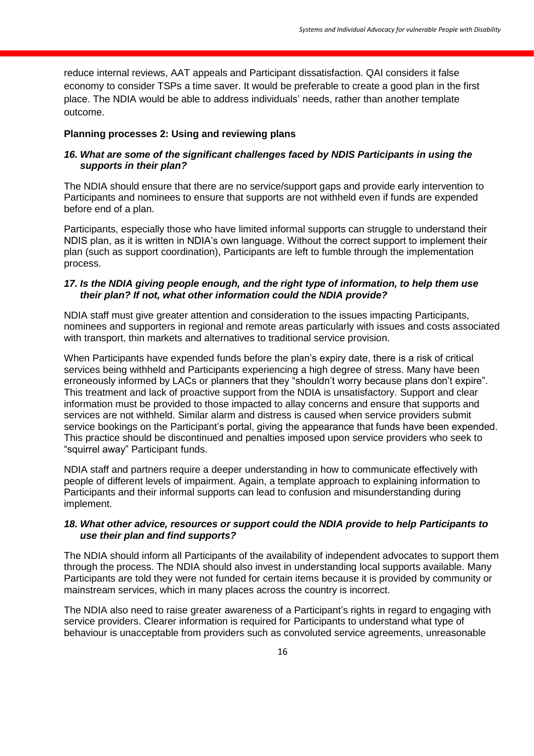reduce internal reviews, AAT appeals and Participant dissatisfaction. QAI considers it false economy to consider TSPs a time saver. It would be preferable to create a good plan in the first place. The NDIA would be able to address individuals' needs, rather than another template outcome.

**Planning processes 2: Using and reviewing plans**

***16. What are some of the significant challenges faced by NDIS Participants in using the supports in their plan?***

The NDIA should ensure that there are no service/support gaps and provide early intervention to Participants and nominees to ensure that supports are not withheld even if funds are expended before end of a plan.

Participants, especially those who have limited informal supports can struggle to understand their NDIS plan, as it is written in NDIA's own language. Without the correct support to implement their plan (such as support coordination), Participants are left to fumble through the implementation process.

***17. Is the NDIA giving people enough, and the right type of information, to help them use their plan? If not, what other information could the NDIA provide?***

NDIA staff must give greater attention and consideration to the issues impacting Participants, nominees and supporters in regional and remote areas particularly with issues and costs associated with transport, thin markets and alternatives to traditional service provision.

When Participants have expended funds before the plan's expiry date, there is a risk of critical services being withheld and Participants experiencing a high degree of stress. Many have been erroneously informed by LACs or planners that they "shouldn't worry because plans don't expire". This treatment and lack of proactive support from the NDIA is unsatisfactory. Support and clear information must be provided to those impacted to allay concerns and ensure that supports and services are not withheld. Similar alarm and distress is caused when service providers submit service bookings on the Participant's portal, giving the appearance that funds have been expended. This practice should be discontinued and penalties imposed upon service providers who seek to "squirrel away" Participant funds.

NDIA staff and partners require a deeper understanding in how to communicate effectively with people of different levels of impairment. Again, a template approach to explaining information to Participants and their informal supports can lead to confusion and misunderstanding during implement.

***18. What other advice, resources or support could the NDIA provide to help Participants to use their plan and find supports?***

The NDIA should inform all Participants of the availability of independent advocates to support them through the process. The NDIA should also invest in understanding local supports available. Many Participants are told they were not funded for certain items because it is provided by community or mainstream services, which in many places across the country is incorrect.

The NDIA also need to raise greater awareness of a Participant's rights in regard to engaging with service providers. Clearer information is required for Participants to understand what type of behaviour is unacceptable from providers such as convoluted service agreements, unreasonable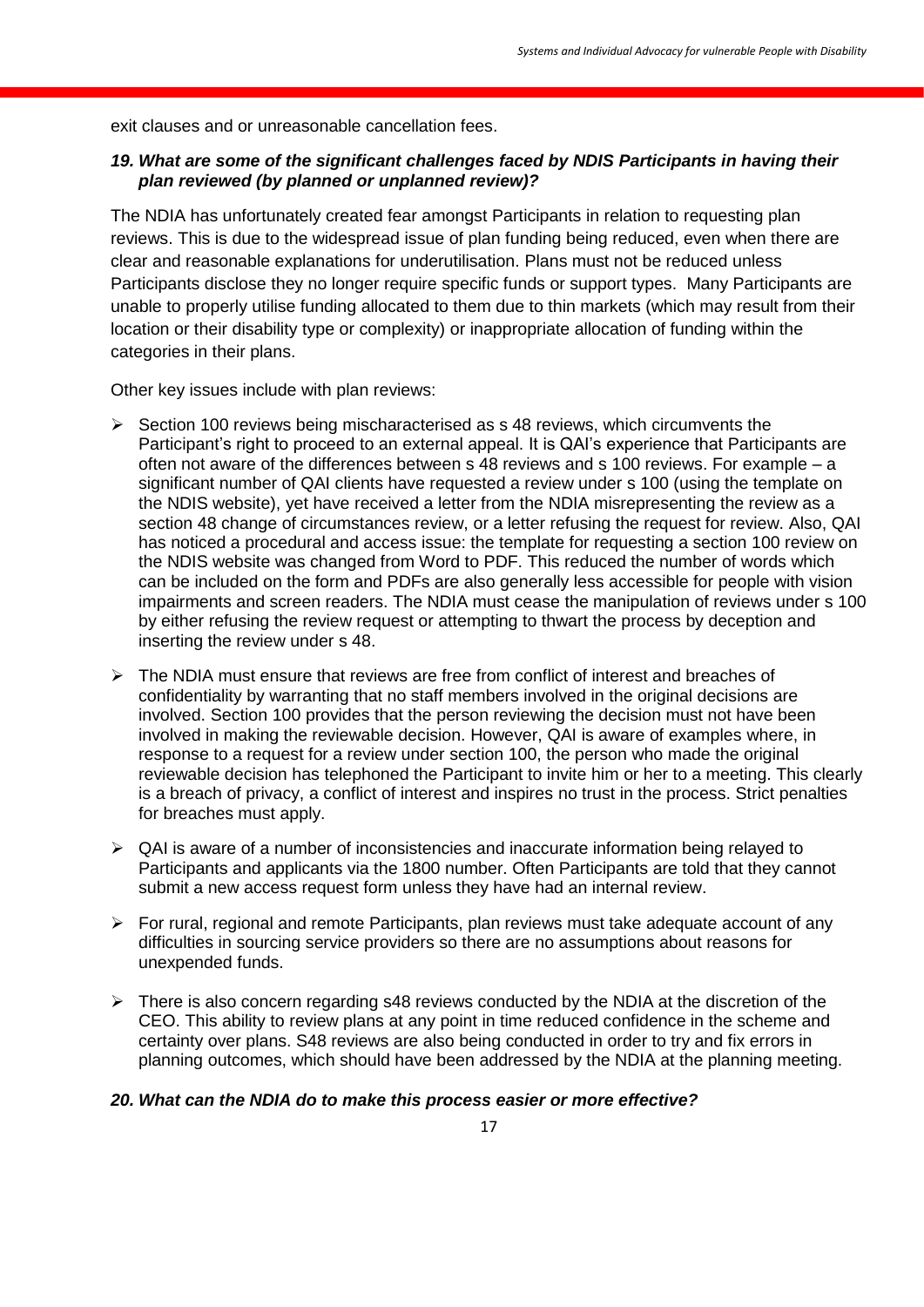exit clauses and or unreasonable cancellation fees.

***19. What are some of the significant challenges faced by NDIS Participants in having their plan reviewed (by planned or unplanned review)?***

The NDIA has unfortunately created fear amongst Participants in relation to requesting plan reviews. This is due to the widespread issue of plan funding being reduced, even when there are clear and reasonable explanations for underutilisation. Plans must not be reduced unless Participants disclose they no longer require specific funds or support types. Many Participants are unable to properly utilise funding allocated to them due to thin markets (which may result from their location or their disability type or complexity) or inappropriate allocation of funding within the categories in their plans.

Other key issues include with plan reviews:

- Section 100 reviews being mischaracterised as s 48 reviews, which circumvents the Participant's right to proceed to an external appeal. It is QAI's experience that Participants are often not aware of the differences between s 48 reviews and s 100 reviews. For example – a significant number of QAI clients have requested a review under s 100 (using the template on the NDIS website), yet have received a letter from the NDIA misrepresenting the review as a section 48 change of circumstances review, or a letter refusing the request for review. Also, QAI has noticed a procedural and access issue: the template for requesting a section 100 review on the NDIS website was changed from Word to PDF. This reduced the number of words which can be included on the form and PDFs are also generally less accessible for people with vision impairments and screen readers. The NDIA must cease the manipulation of reviews under s 100 by either refusing the review request or attempting to thwart the process by deception and inserting the review under s 48.
- The NDIA must ensure that reviews are free from conflict of interest and breaches of confidentiality by warranting that no staff members involved in the original decisions are involved. Section 100 provides that the person reviewing the decision must not have been involved in making the reviewable decision. However, QAI is aware of examples where, in response to a request for a review under section 100, the person who made the original reviewable decision has telephoned the Participant to invite him or her to a meeting. This clearly is a breach of privacy, a conflict of interest and inspires no trust in the process. Strict penalties for breaches must apply.
- QAI is aware of a number of inconsistencies and inaccurate information being relayed to Participants and applicants via the 1800 number. Often Participants are told that they cannot submit a new access request form unless they have had an internal review.
- For rural, regional and remote Participants, plan reviews must take adequate account of any difficulties in sourcing service providers so there are no assumptions about reasons for unexpended funds.
- There is also concern regarding s48 reviews conducted by the NDIA at the discretion of the CEO. This ability to review plans at any point in time reduced confidence in the scheme and certainty over plans. S48 reviews are also being conducted in order to try and fix errors in planning outcomes, which should have been addressed by the NDIA at the planning meeting.

***20. What can the NDIA do to make this process easier or more effective?***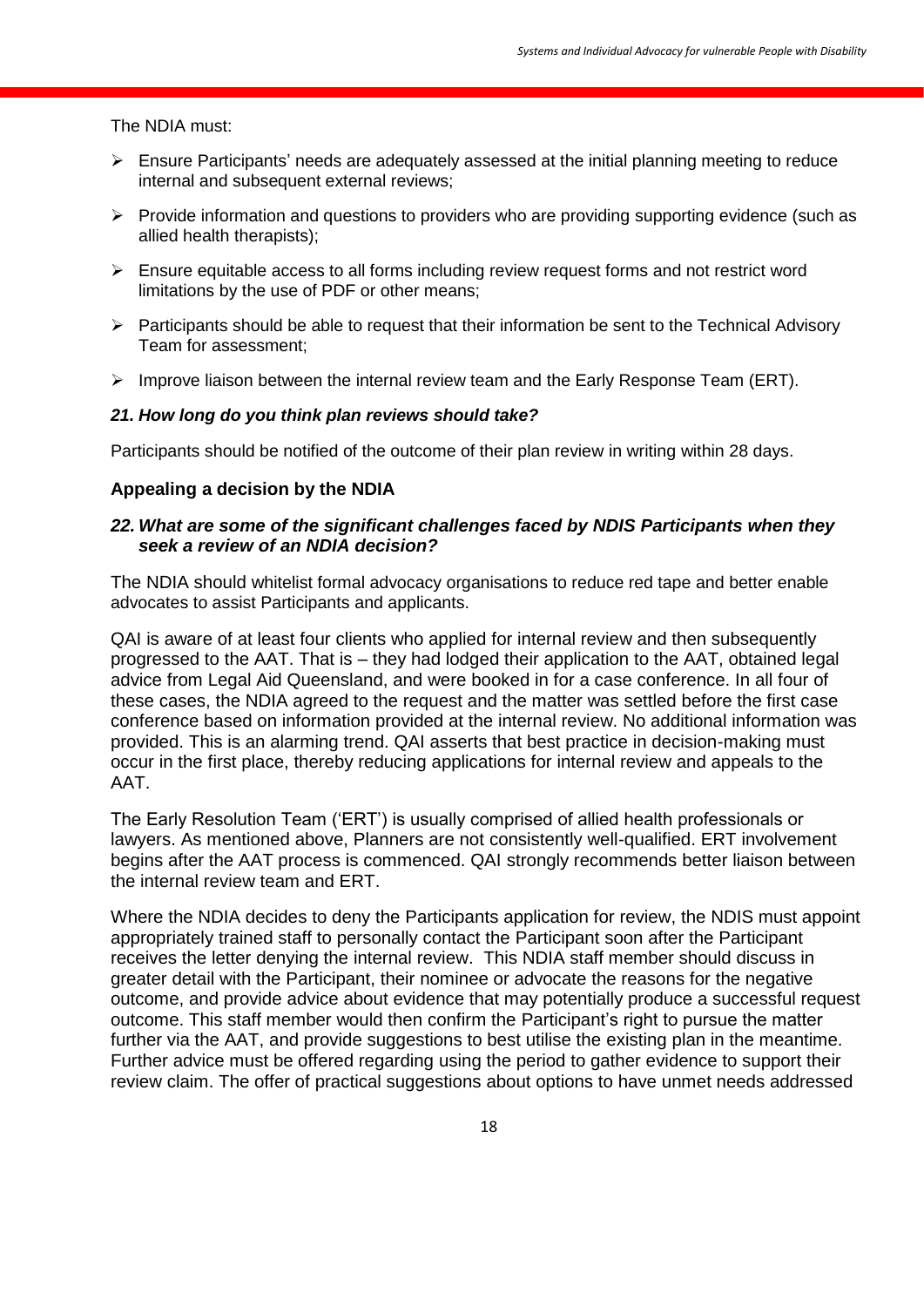The NDIA must:

- Ensure Participants' needs are adequately assessed at the initial planning meeting to reduce internal and subsequent external reviews;
- Provide information and questions to providers who are providing supporting evidence (such as allied health therapists);
- Ensure equitable access to all forms including review request forms and not restrict word limitations by the use of PDF or other means;
- Participants should be able to request that their information be sent to the Technical Advisory Team for assessment;
- Improve liaison between the internal review team and the Early Response Team (ERT).

### *21. How long do you think plan reviews should take?*

Participants should be notified of the outcome of their plan review in writing within 28 days.

### Appealing a decision by the NDIA

### *22. What are some of the significant challenges faced by NDIS Participants when they seek a review of an NDIA decision?*

The NDIA should whitelist formal advocacy organisations to reduce red tape and better enable advocates to assist Participants and applicants.

QAI is aware of at least four clients who applied for internal review and then subsequently progressed to the AAT. That is – they had lodged their application to the AAT, obtained legal advice from Legal Aid Queensland, and were booked in for a case conference. In all four of these cases, the NDIA agreed to the request and the matter was settled before the first case conference based on information provided at the internal review. No additional information was provided. This is an alarming trend. QAI asserts that best practice in decision-making must occur in the first place, thereby reducing applications for internal review and appeals to the AAT.

The Early Resolution Team ('ERT') is usually comprised of allied health professionals or lawyers. As mentioned above, Planners are not consistently well-qualified. ERT involvement begins after the AAT process is commenced. QAI strongly recommends better liaison between the internal review team and ERT.

Where the NDIA decides to deny the Participants application for review, the NDIS must appoint appropriately trained staff to personally contact the Participant soon after the Participant receives the letter denying the internal review. This NDIA staff member should discuss in greater detail with the Participant, their nominee or advocate the reasons for the negative outcome, and provide advice about evidence that may potentially produce a successful request outcome. This staff member would then confirm the Participant's right to pursue the matter further via the AAT, and provide suggestions to best utilise the existing plan in the meantime. Further advice must be offered regarding using the period to gather evidence to support their review claim. The offer of practical suggestions about options to have unmet needs addressed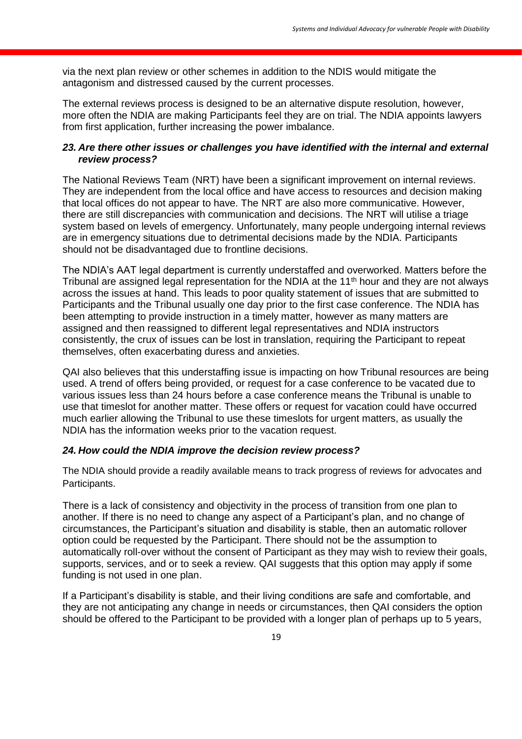via the next plan review or other schemes in addition to the NDIS would mitigate the antagonism and distressed caused by the current processes.

The external reviews process is designed to be an alternative dispute resolution, however, more often the NDIA are making Participants feel they are on trial. The NDIA appoints lawyers from first application, further increasing the power imbalance.

### *23. Are there other issues or challenges you have identified with the internal and external review process?*

The National Reviews Team (NRT) have been a significant improvement on internal reviews. They are independent from the local office and have access to resources and decision making that local offices do not appear to have. The NRT are also more communicative. However, there are still discrepancies with communication and decisions. The NRT will utilise a triage system based on levels of emergency. Unfortunately, many people undergoing internal reviews are in emergency situations due to detrimental decisions made by the NDIA. Participants should not be disadvantaged due to frontline decisions.

The NDIA's AAT legal department is currently understaffed and overworked. Matters before the Tribunal are assigned legal representation for the NDIA at the 11th hour and they are not always across the issues at hand. This leads to poor quality statement of issues that are submitted to Participants and the Tribunal usually one day prior to the first case conference. The NDIA has been attempting to provide instruction in a timely matter, however as many matters are assigned and then reassigned to different legal representatives and NDIA instructors consistently, the crux of issues can be lost in translation, requiring the Participant to repeat themselves, often exacerbating duress and anxieties.

QAI also believes that this understaffing issue is impacting on how Tribunal resources are being used. A trend of offers being provided, or request for a case conference to be vacated due to various issues less than 24 hours before a case conference means the Tribunal is unable to use that timeslot for another matter. These offers or request for vacation could have occurred much earlier allowing the Tribunal to use these timeslots for urgent matters, as usually the NDIA has the information weeks prior to the vacation request.

### *24. How could the NDIA improve the decision review process?*

The NDIA should provide a readily available means to track progress of reviews for advocates and Participants.

There is a lack of consistency and objectivity in the process of transition from one plan to another. If there is no need to change any aspect of a Participant's plan, and no change of circumstances, the Participant's situation and disability is stable, then an automatic rollover option could be requested by the Participant. There should not be the assumption to automatically roll-over without the consent of Participant as they may wish to review their goals, supports, services, and or to seek a review. QAI suggests that this option may apply if some funding is not used in one plan.

If a Participant's disability is stable, and their living conditions are safe and comfortable, and they are not anticipating any change in needs or circumstances, then QAI considers the option should be offered to the Participant to be provided with a longer plan of perhaps up to 5 years,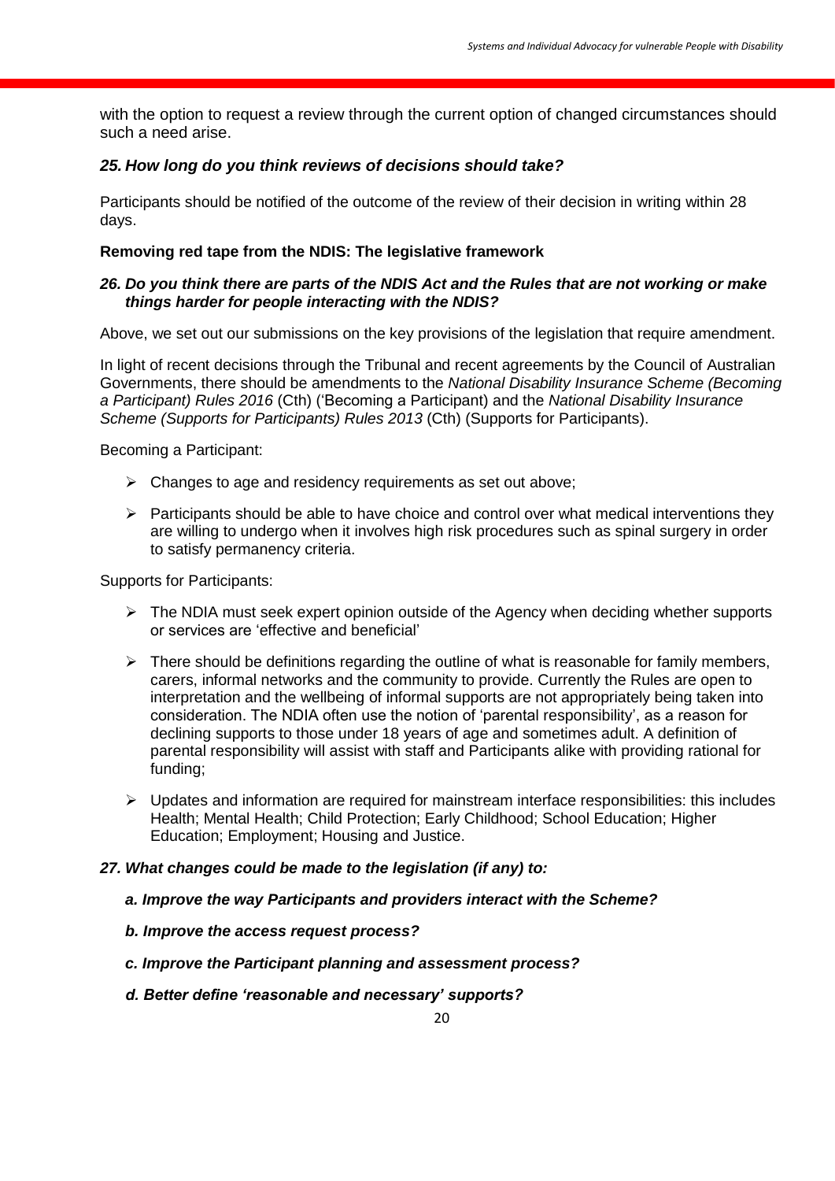with the option to request a review through the current option of changed circumstances should such a need arise.

### *25. How long do you think reviews of decisions should take?*

Participants should be notified of the outcome of the review of their decision in writing within 28 days.

**Removing red tape from the NDIS: The legislative framework**

### *26. Do you think there are parts of the NDIS Act and the Rules that are not working or make things harder for people interacting with the NDIS?*

Above, we set out our submissions on the key provisions of the legislation that require amendment.

In light of recent decisions through the Tribunal and recent agreements by the Council of Australian Governments, there should be amendments to the *National Disability Insurance Scheme (Becoming a Participant) Rules 2016* (Cth) ('Becoming a Participant) and the *National Disability Insurance Scheme (Supports for Participants) Rules 2013* (Cth) (Supports for Participants).

Becoming a Participant:

- Changes to age and residency requirements as set out above;
- Participants should be able to have choice and control over what medical interventions they are willing to undergo when it involves high risk procedures such as spinal surgery in order to satisfy permanency criteria.

Supports for Participants:

- The NDIA must seek expert opinion outside of the Agency when deciding whether supports or services are 'effective and beneficial'
- There should be definitions regarding the outline of what is reasonable for family members, carers, informal networks and the community to provide. Currently the Rules are open to interpretation and the wellbeing of informal supports are not appropriately being taken into consideration. The NDIA often use the notion of 'parental responsibility', as a reason for declining supports to those under 18 years of age and sometimes adult. A definition of parental responsibility will assist with staff and Participants alike with providing rational for funding;
- Updates and information are required for mainstream interface responsibilities: this includes Health; Mental Health; Child Protection; Early Childhood; School Education; Higher Education; Employment; Housing and Justice.

### *27. What changes could be made to the legislation (if any) to:*

***a. Improve the way Participants and providers interact with the Scheme?***

***b. Improve the access request process?***

***c. Improve the Participant planning and assessment process?***

***d. Better define 'reasonable and necessary' supports?***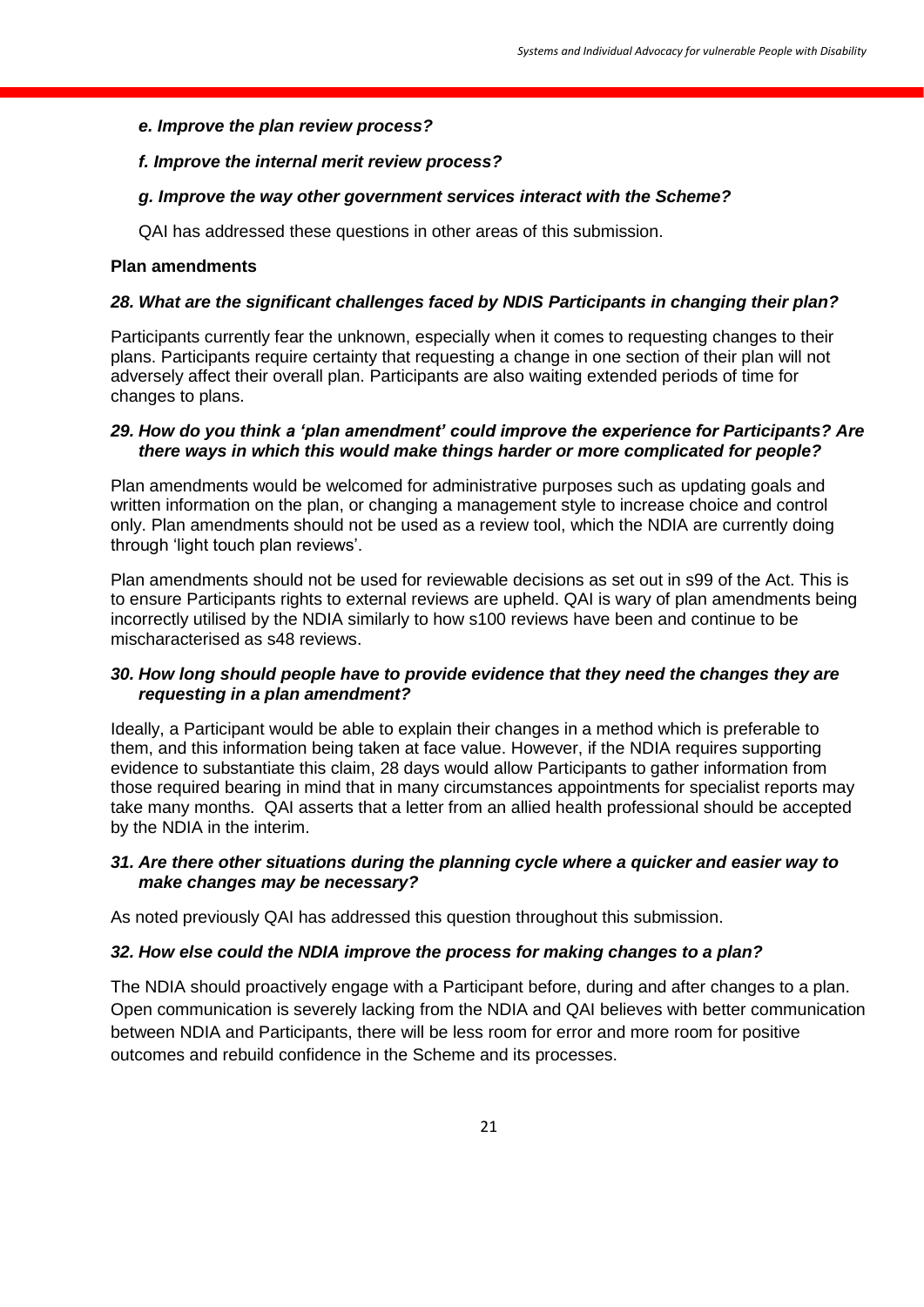*e. Improve the plan review process?*

*f. Improve the internal merit review process?*

*g. Improve the way other government services interact with the Scheme?*

QAI has addressed these questions in other areas of this submission.

**Plan amendments**

***28. What are the significant challenges faced by NDIS Participants in changing their plan?***

Participants currently fear the unknown, especially when it comes to requesting changes to their plans. Participants require certainty that requesting a change in one section of their plan will not adversely affect their overall plan. Participants are also waiting extended periods of time for changes to plans.

***29. How do you think a 'plan amendment' could improve the experience for Participants? Are there ways in which this would make things harder or more complicated for people?***

Plan amendments would be welcomed for administrative purposes such as updating goals and written information on the plan, or changing a management style to increase choice and control only. Plan amendments should not be used as a review tool, which the NDIA are currently doing through 'light touch plan reviews'.

Plan amendments should not be used for reviewable decisions as set out in s99 of the Act. This is to ensure Participants rights to external reviews are upheld. QAI is wary of plan amendments being incorrectly utilised by the NDIA similarly to how s100 reviews have been and continue to be mischaracterised as s48 reviews.

***30. How long should people have to provide evidence that they need the changes they are requesting in a plan amendment?***

Ideally, a Participant would be able to explain their changes in a method which is preferable to them, and this information being taken at face value. However, if the NDIA requires supporting evidence to substantiate this claim, 28 days would allow Participants to gather information from those required bearing in mind that in many circumstances appointments for specialist reports may take many months. QAI asserts that a letter from an allied health professional should be accepted by the NDIA in the interim.

***31. Are there other situations during the planning cycle where a quicker and easier way to make changes may be necessary?***

As noted previously QAI has addressed this question throughout this submission.

***32. How else could the NDIA improve the process for making changes to a plan?***

The NDIA should proactively engage with a Participant before, during and after changes to a plan. Open communication is severely lacking from the NDIA and QAI believes with better communication between NDIA and Participants, there will be less room for error and more room for positive outcomes and rebuild confidence in the Scheme and its processes.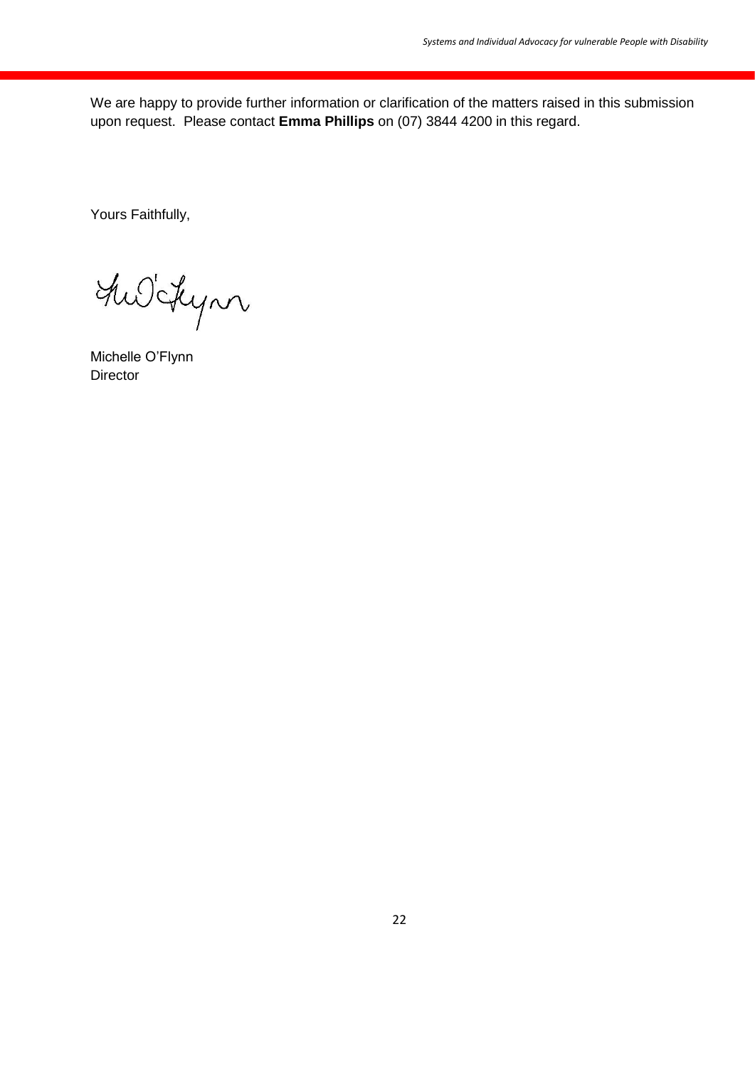We are happy to provide further information or clarification of the matters raised in this submission upon request. Please contact **Emma Phillips** on (07) 3844 4200 in this regard.

Yours Faithfully,

Michelle O'Flynn
Director